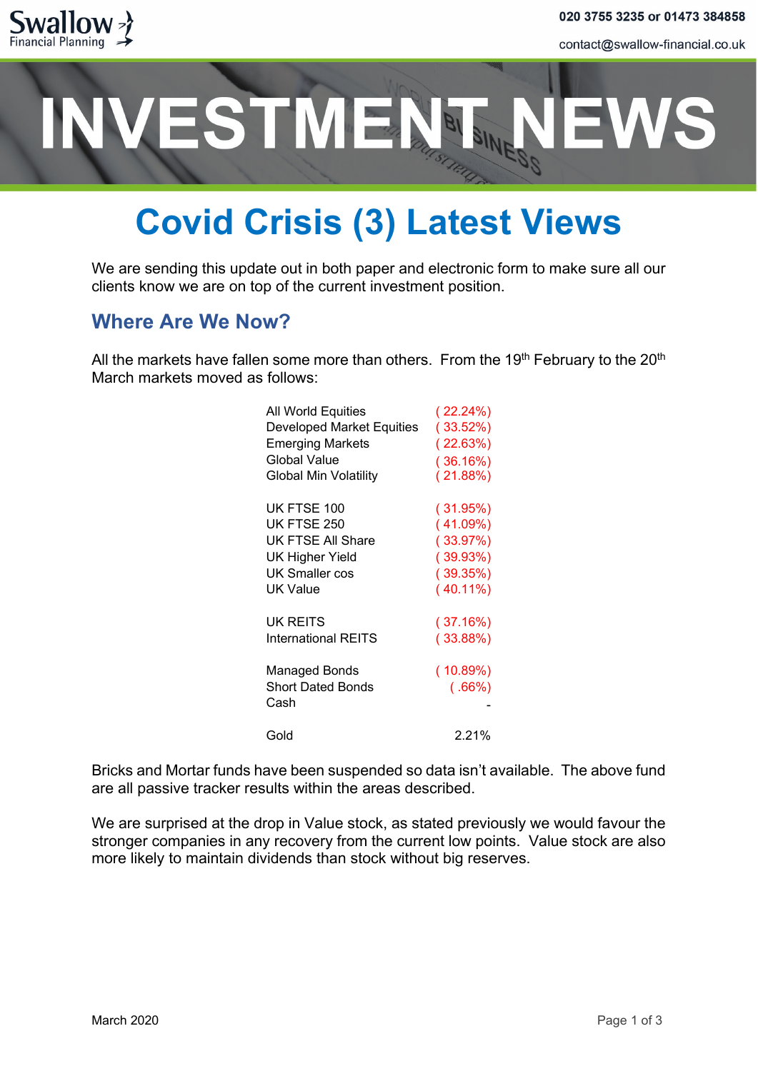Swallow Financial Planning

020 3755 3235 or 01473 384858

contact@swallow-financial.co.uk

# INVESTMENT NEWS

# Covid Crisis (3) Latest Views

We are sending this update out in both paper and electronic form to make sure all our clients know we are on top of the current investment position.

## Where Are We Now?

All the markets have fallen some more than others. From the 19th February to the 20th March markets moved as follows:

| | |
|---|---|
| All World Equities | ( 22.24%) |
| Developed Market Equities | ( 33.52%) |
| Emerging Markets | ( 22.63%) |
| Global Value | ( 36.16%) |
| Global Min Volatility | ( 21.88%) |
| | |
| UK FTSE 100 | ( 31.95%) |
| UK FTSE 250 | ( 41.09%) |
| UK FTSE All Share | ( 33.97%) |
| UK Higher Yield | ( 39.93%) |
| UK Smaller cos | ( 39.35%) |
| UK Value | ( 40.11%) |
| | |
| UK REITS | ( 37.16%) |
| International REITS | ( 33.88%) |
| | |
| Managed Bonds | ( 10.89%) |
| Short Dated Bonds | ( .66%) |
| Cash | - |
| | |
| Gold | 2.21% |

Bricks and Mortar funds have been suspended so data isn't available. The above fund are all passive tracker results within the areas described.

We are surprised at the drop in Value stock, as stated previously we would favour the stronger companies in any recovery from the current low points. Value stock are also more likely to maintain dividends than stock without big reserves.

March 2020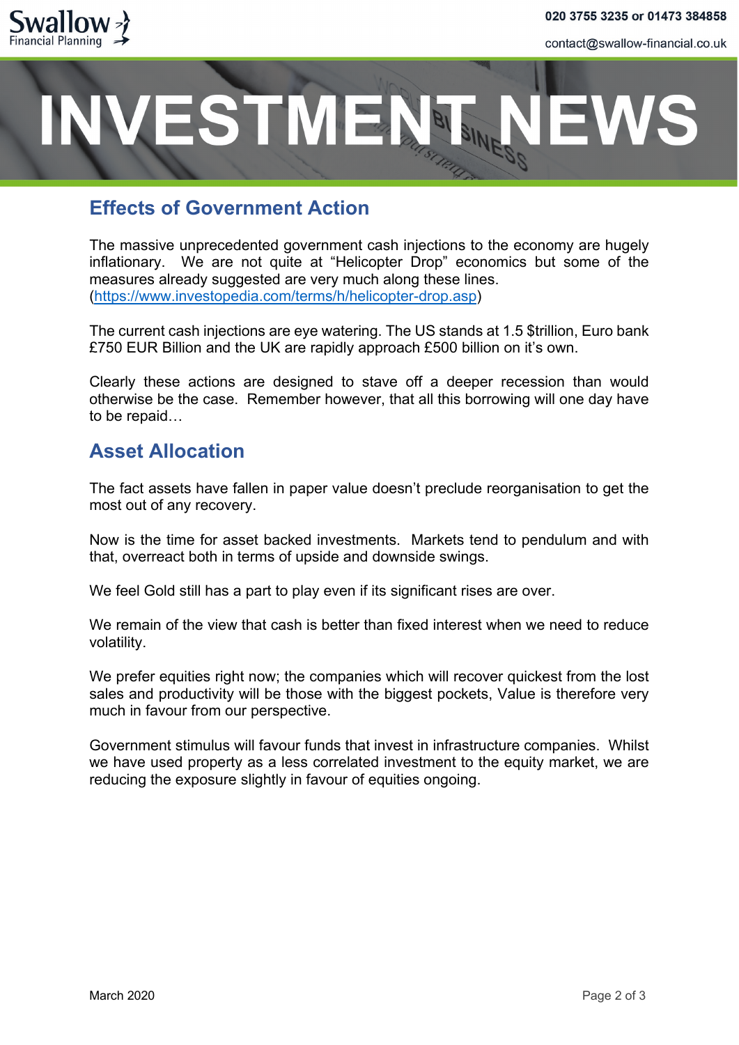# INVESTMENT NEWS

## Effects of Government Action

The massive unprecedented government cash injections to the economy are hugely inflationary. We are not quite at "Helicopter Drop" economics but some of the measures already suggested are very much along these lines. (https://www.investopedia.com/terms/h/helicopter-drop.asp)

The current cash injections are eye watering. The US stands at 1.5 $trillion, Euro bank £750 EUR Billion and the UK are rapidly approach £500 billion on it's own.

Clearly these actions are designed to stave off a deeper recession than would otherwise be the case. Remember however, that all this borrowing will one day have to be repaid…

## Asset Allocation

The fact assets have fallen in paper value doesn't preclude reorganisation to get the most out of any recovery.

Now is the time for asset backed investments. Markets tend to pendulum and with that, overreact both in terms of upside and downside swings.

We feel Gold still has a part to play even if its significant rises are over.

We remain of the view that cash is better than fixed interest when we need to reduce volatility.

We prefer equities right now; the companies which will recover quickest from the lost sales and productivity will be those with the biggest pockets, Value is therefore very much in favour from our perspective.

Government stimulus will favour funds that invest in infrastructure companies. Whilst we have used property as a less correlated investment to the equity market, we are reducing the exposure slightly in favour of equities ongoing.

March 2020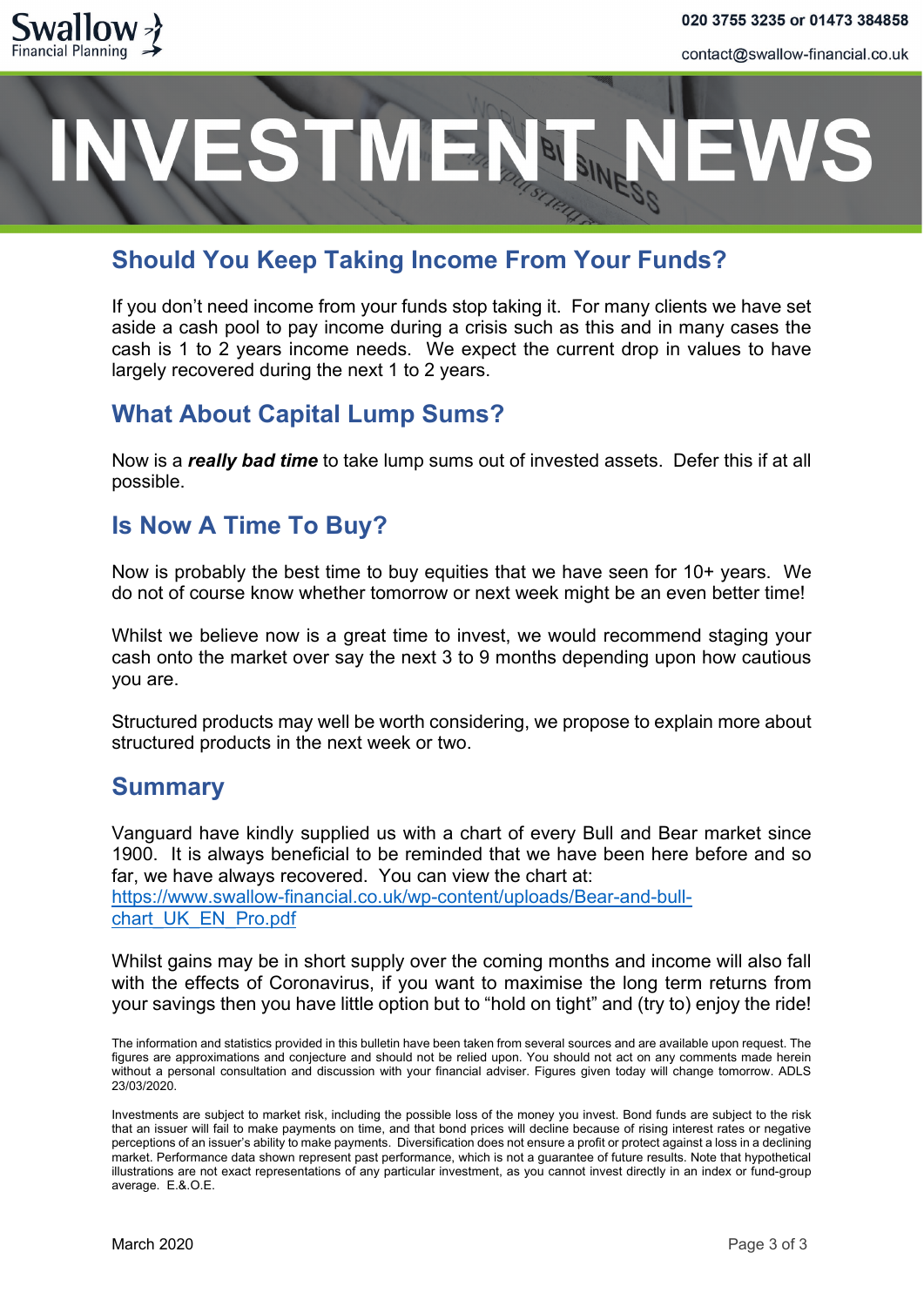# INVESTMENT NEWS

## Should You Keep Taking Income From Your Funds?

If you don't need income from your funds stop taking it. For many clients we have set aside a cash pool to pay income during a crisis such as this and in many cases the cash is 1 to 2 years income needs. We expect the current drop in values to have largely recovered during the next 1 to 2 years.

## What About Capital Lump Sums?

Now is a ***really bad time*** to take lump sums out of invested assets. Defer this if at all possible.

## Is Now A Time To Buy?

Now is probably the best time to buy equities that we have seen for 10+ years. We do not of course know whether tomorrow or next week might be an even better time!

Whilst we believe now is a great time to invest, we would recommend staging your cash onto the market over say the next 3 to 9 months depending upon how cautious you are.

Structured products may well be worth considering, we propose to explain more about structured products in the next week or two.

## Summary

Vanguard have kindly supplied us with a chart of every Bull and Bear market since 1900. It is always beneficial to be reminded that we have been here before and so far, we have always recovered. You can view the chart at: https://www.swallow-financial.co.uk/wp-content/uploads/Bear-and-bull-chart_UK_EN_Pro.pdf

Whilst gains may be in short supply over the coming months and income will also fall with the effects of Coronavirus, if you want to maximise the long term returns from your savings then you have little option but to "hold on tight" and (try to) enjoy the ride!

The information and statistics provided in this bulletin have been taken from several sources and are available upon request. The figures are approximations and conjecture and should not be relied upon. You should not act on any comments made herein without a personal consultation and discussion with your financial adviser. Figures given today will change tomorrow. ADLS 23/03/2020.

Investments are subject to market risk, including the possible loss of the money you invest. Bond funds are subject to the risk that an issuer will fail to make payments on time, and that bond prices will decline because of rising interest rates or negative perceptions of an issuer's ability to make payments. Diversification does not ensure a profit or protect against a loss in a declining market. Performance data shown represent past performance, which is not a guarantee of future results. Note that hypothetical illustrations are not exact representations of any particular investment, as you cannot invest directly in an index or fund-group average. E.&.O.E.

March 2020